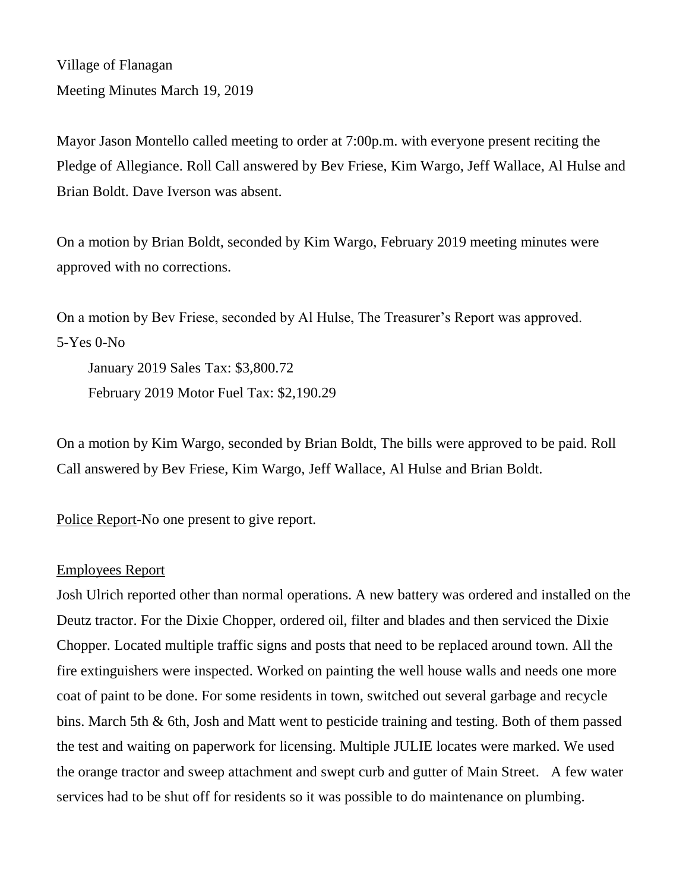Village of Flanagan

Meeting Minutes March 19, 2019

Mayor Jason Montello called meeting to order at 7:00p.m. with everyone present reciting the Pledge of Allegiance. Roll Call answered by Bev Friese, Kim Wargo, Jeff Wallace, Al Hulse and Brian Boldt. Dave Iverson was absent.

On a motion by Brian Boldt, seconded by Kim Wargo, February 2019 meeting minutes were approved with no corrections.

On a motion by Bev Friese, seconded by Al Hulse, The Treasurer's Report was approved. 5-Yes 0-No

January 2019 Sales Tax: $3,800.72

February 2019 Motor Fuel Tax: $2,190.29

On a motion by Kim Wargo, seconded by Brian Boldt, The bills were approved to be paid. Roll Call answered by Bev Friese, Kim Wargo, Jeff Wallace, Al Hulse and Brian Boldt.

Police Report-No one present to give report.

Employees Report

Josh Ulrich reported other than normal operations. A new battery was ordered and installed on the Deutz tractor. For the Dixie Chopper, ordered oil, filter and blades and then serviced the Dixie Chopper. Located multiple traffic signs and posts that need to be replaced around town. All the fire extinguishers were inspected. Worked on painting the well house walls and needs one more coat of paint to be done. For some residents in town, switched out several garbage and recycle bins. March 5th & 6th, Josh and Matt went to pesticide training and testing. Both of them passed the test and waiting on paperwork for licensing. Multiple JULIE locates were marked. We used the orange tractor and sweep attachment and swept curb and gutter of Main Street. A few water services had to be shut off for residents so it was possible to do maintenance on plumbing.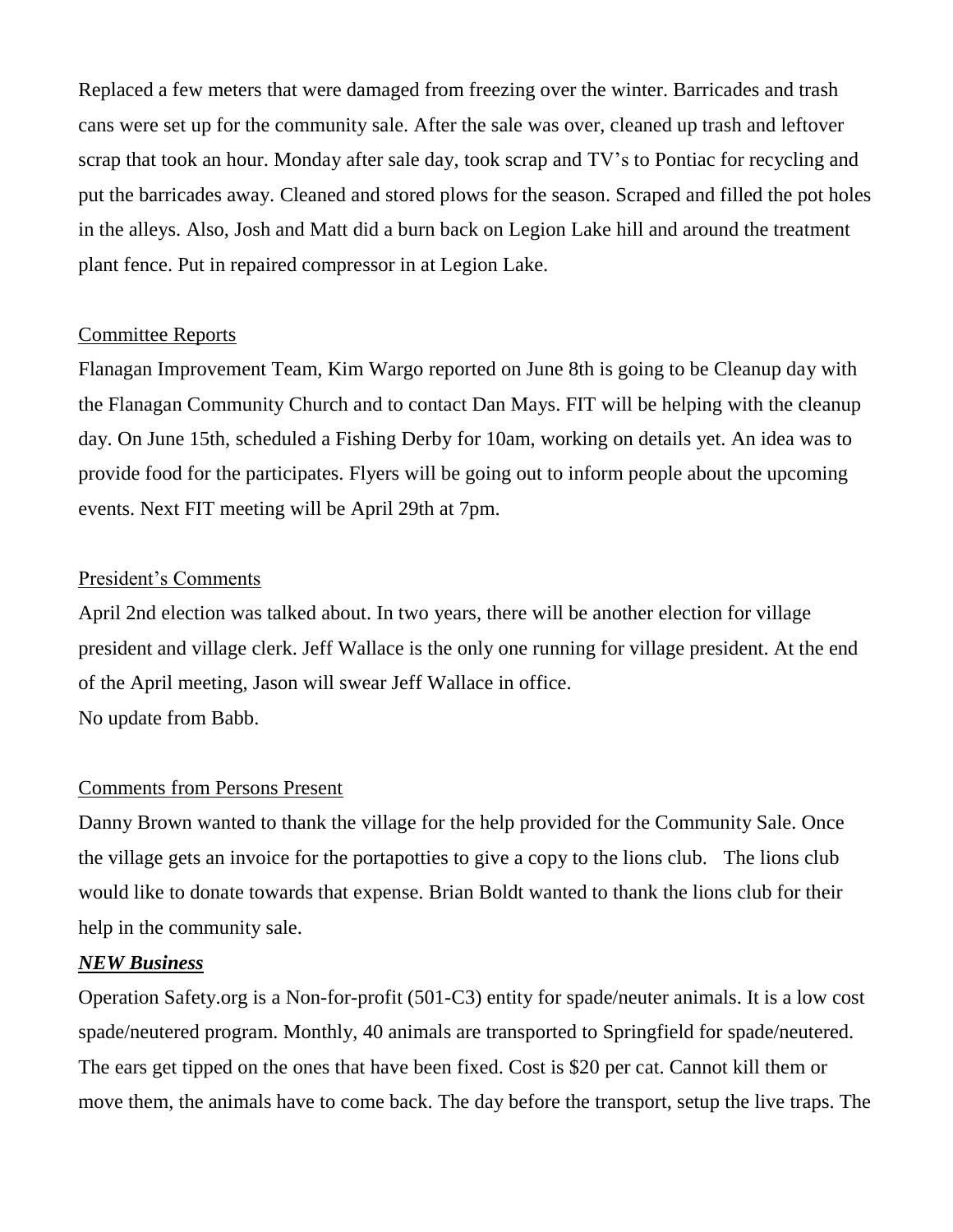Replaced a few meters that were damaged from freezing over the winter. Barricades and trash cans were set up for the community sale. After the sale was over, cleaned up trash and leftover scrap that took an hour. Monday after sale day, took scrap and TV's to Pontiac for recycling and put the barricades away. Cleaned and stored plows for the season. Scraped and filled the pot holes in the alleys. Also, Josh and Matt did a burn back on Legion Lake hill and around the treatment plant fence. Put in repaired compressor in at Legion Lake.

Committee Reports

Flanagan Improvement Team, Kim Wargo reported on June 8th is going to be Cleanup day with the Flanagan Community Church and to contact Dan Mays. FIT will be helping with the cleanup day. On June 15th, scheduled a Fishing Derby for 10am, working on details yet. An idea was to provide food for the participates. Flyers will be going out to inform people about the upcoming events. Next FIT meeting will be April 29th at 7pm.

President's Comments

April 2nd election was talked about. In two years, there will be another election for village president and village clerk. Jeff Wallace is the only one running for village president. At the end of the April meeting, Jason will swear Jeff Wallace in office.
No update from Babb.

Comments from Persons Present

Danny Brown wanted to thank the village for the help provided for the Community Sale. Once the village gets an invoice for the portapotties to give a copy to the lions club. The lions club would like to donate towards that expense. Brian Boldt wanted to thank the lions club for their help in the community sale.

***NEW Business***

Operation Safety.org is a Non-for-profit (501-C3) entity for spade/neuter animals. It is a low cost spade/neutered program. Monthly, 40 animals are transported to Springfield for spade/neutered. The ears get tipped on the ones that have been fixed. Cost is $20 per cat. Cannot kill them or move them, the animals have to come back. The day before the transport, setup the live traps. The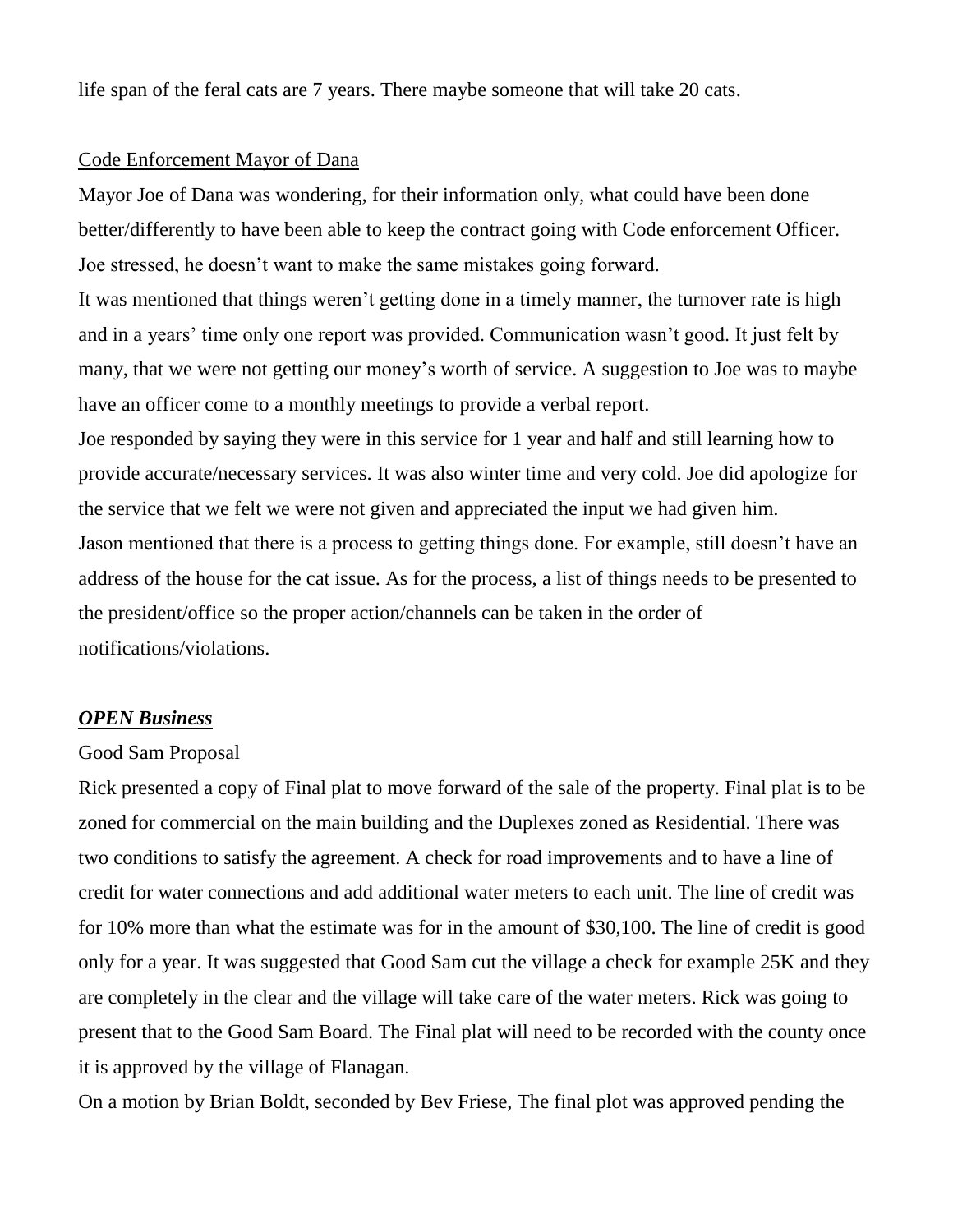life span of the feral cats are 7 years. There maybe someone that will take 20 cats.

Code Enforcement Mayor of Dana

Mayor Joe of Dana was wondering, for their information only, what could have been done better/differently to have been able to keep the contract going with Code enforcement Officer. Joe stressed, he doesn't want to make the same mistakes going forward.

It was mentioned that things weren't getting done in a timely manner, the turnover rate is high and in a years' time only one report was provided. Communication wasn't good. It just felt by many, that we were not getting our money's worth of service. A suggestion to Joe was to maybe have an officer come to a monthly meetings to provide a verbal report.

Joe responded by saying they were in this service for 1 year and half and still learning how to provide accurate/necessary services. It was also winter time and very cold. Joe did apologize for the service that we felt we were not given and appreciated the input we had given him.

Jason mentioned that there is a process to getting things done. For example, still doesn't have an address of the house for the cat issue. As for the process, a list of things needs to be presented to the president/office so the proper action/channels can be taken in the order of notifications/violations.

***OPEN Business***

Good Sam Proposal

Rick presented a copy of Final plat to move forward of the sale of the property. Final plat is to be zoned for commercial on the main building and the Duplexes zoned as Residential. There was two conditions to satisfy the agreement. A check for road improvements and to have a line of credit for water connections and add additional water meters to each unit. The line of credit was for 10% more than what the estimate was for in the amount of $30,100. The line of credit is good only for a year. It was suggested that Good Sam cut the village a check for example 25K and they are completely in the clear and the village will take care of the water meters. Rick was going to present that to the Good Sam Board. The Final plat will need to be recorded with the county once it is approved by the village of Flanagan.

On a motion by Brian Boldt, seconded by Bev Friese, The final plot was approved pending the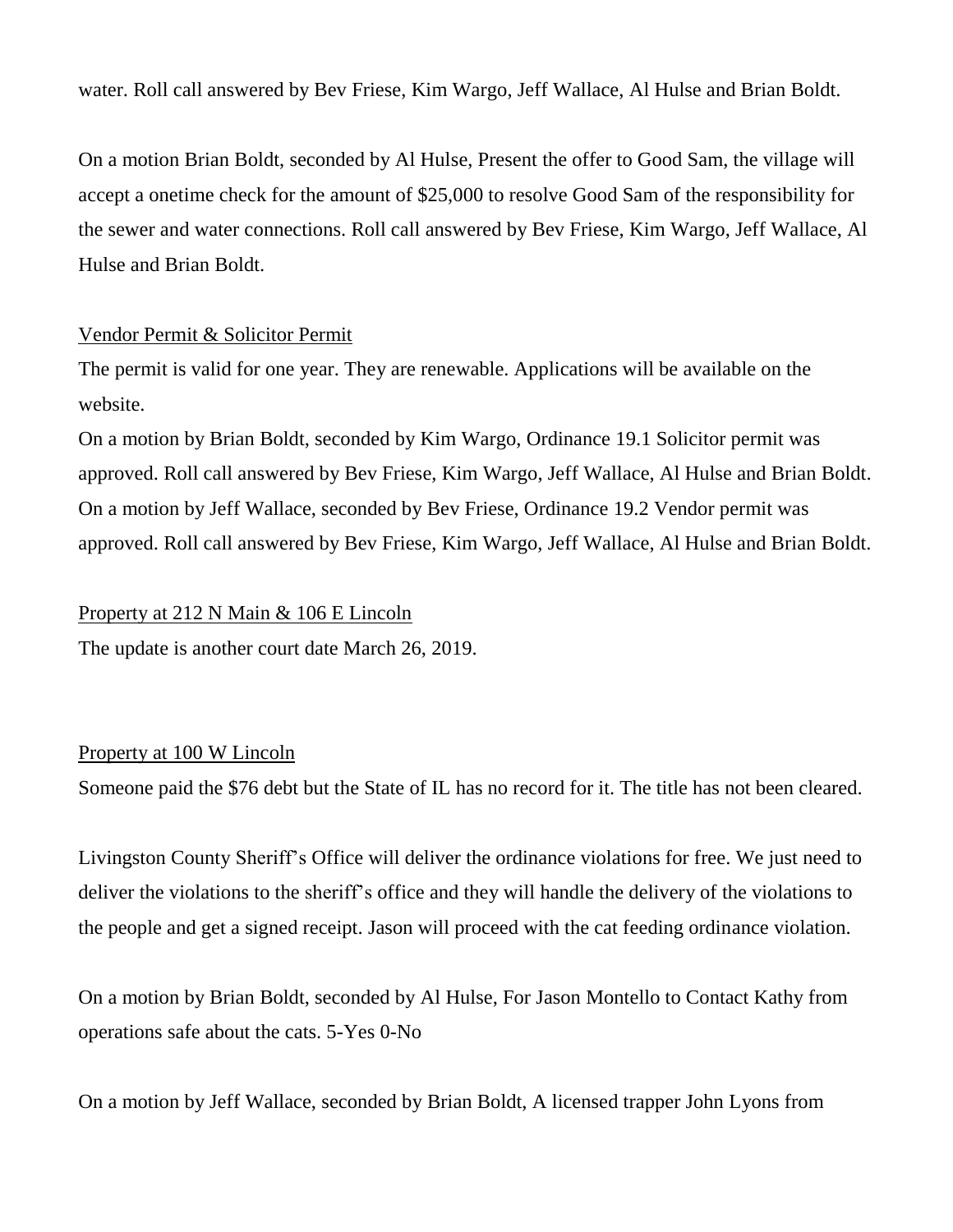water. Roll call answered by Bev Friese, Kim Wargo, Jeff Wallace, Al Hulse and Brian Boldt.

On a motion Brian Boldt, seconded by Al Hulse, Present the offer to Good Sam, the village will accept a onetime check for the amount of $25,000 to resolve Good Sam of the responsibility for the sewer and water connections. Roll call answered by Bev Friese, Kim Wargo, Jeff Wallace, Al Hulse and Brian Boldt.

<u>Vendor Permit & Solicitor Permit</u>

The permit is valid for one year. They are renewable. Applications will be available on the website.

On a motion by Brian Boldt, seconded by Kim Wargo, Ordinance 19.1 Solicitor permit was approved. Roll call answered by Bev Friese, Kim Wargo, Jeff Wallace, Al Hulse and Brian Boldt.

On a motion by Jeff Wallace, seconded by Bev Friese, Ordinance 19.2 Vendor permit was approved. Roll call answered by Bev Friese, Kim Wargo, Jeff Wallace, Al Hulse and Brian Boldt.

<u>Property at 212 N Main & 106 E Lincoln</u>

The update is another court date March 26, 2019.

<u>Property at 100 W Lincoln</u>

Someone paid the $76 debt but the State of IL has no record for it. The title has not been cleared.

Livingston County Sheriff's Office will deliver the ordinance violations for free. We just need to deliver the violations to the sheriff's office and they will handle the delivery of the violations to the people and get a signed receipt. Jason will proceed with the cat feeding ordinance violation.

On a motion by Brian Boldt, seconded by Al Hulse, For Jason Montello to Contact Kathy from operations safe about the cats. 5-Yes 0-No

On a motion by Jeff Wallace, seconded by Brian Boldt, A licensed trapper John Lyons from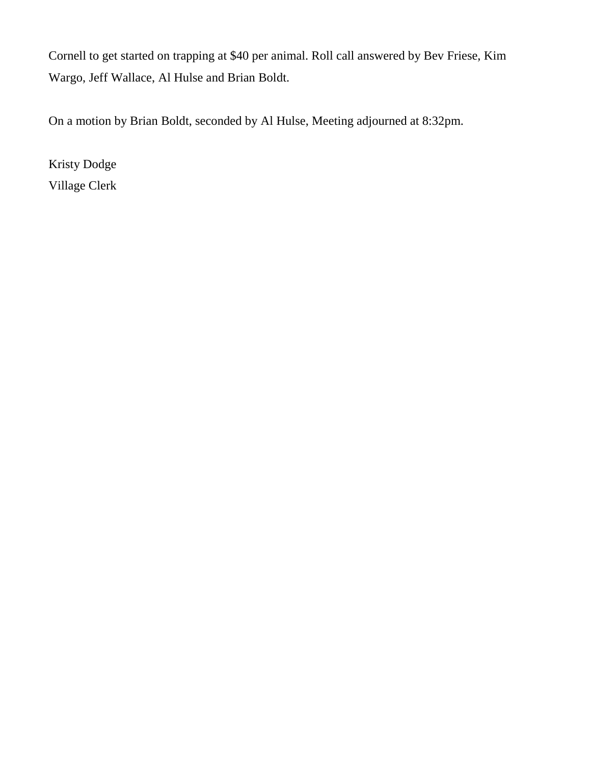Cornell to get started on trapping at $40 per animal. Roll call answered by Bev Friese, Kim Wargo, Jeff Wallace, Al Hulse and Brian Boldt.

On a motion by Brian Boldt, seconded by Al Hulse, Meeting adjourned at 8:32pm.

Kristy Dodge
Village Clerk